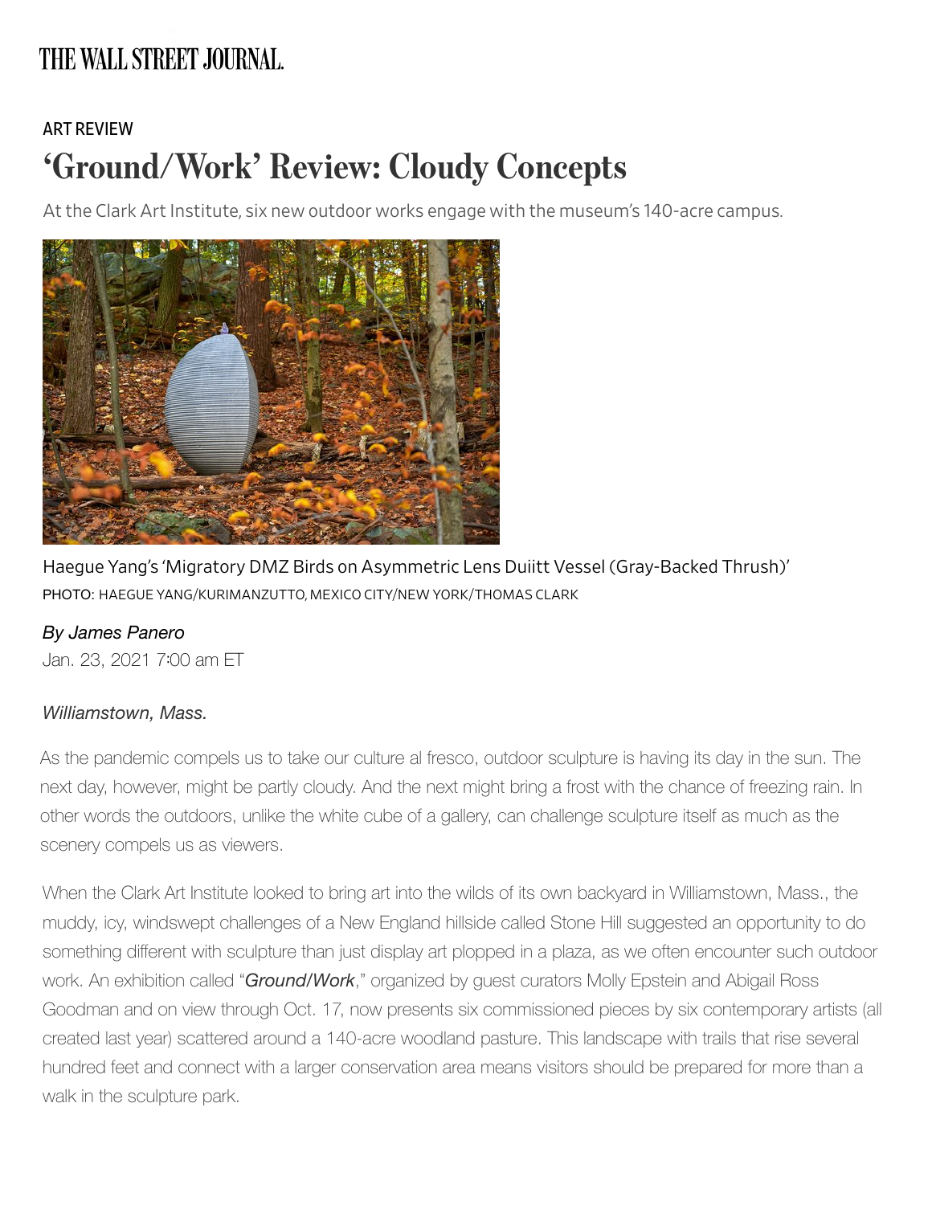THE WALL STREET JOURNAL.

ART REVIEW

# 'Ground/Work' Review: Cloudy Concepts

At the Clark Art Institute, six new outdoor works engage with the museum's 140-acre campus.

Haegue Yang's 'Migratory DMZ Birds on Asymmetric Lens Duiitt Vessel (Gray-Backed Thrush)'
PHOTO: HAEGUE YANG/KURIMANZUTTO, MEXICO CITY/NEW YORK/THOMAS CLARK

*By James Panero*
Jan. 23, 2021 7:00 am ET

*Williamstown, Mass.*

As the pandemic compels us to take our culture al fresco, outdoor sculpture is having its day in the sun. The next day, however, might be partly cloudy. And the next might bring a frost with the chance of freezing rain. In other words the outdoors, unlike the white cube of a gallery, can challenge sculpture itself as much as the scenery compels us as viewers.

When the Clark Art Institute looked to bring art into the wilds of its own backyard in Williamstown, Mass., the muddy, icy, windswept challenges of a New England hillside called Stone Hill suggested an opportunity to do something different with sculpture than just display art plopped in a plaza, as we often encounter such outdoor work. An exhibition called "***Ground/Work***," organized by guest curators Molly Epstein and Abigail Ross Goodman and on view through Oct. 17, now presents six commissioned pieces by six contemporary artists (all created last year) scattered around a 140-acre woodland pasture. This landscape with trails that rise several hundred feet and connect with a larger conservation area means visitors should be prepared for more than a walk in the sculpture park.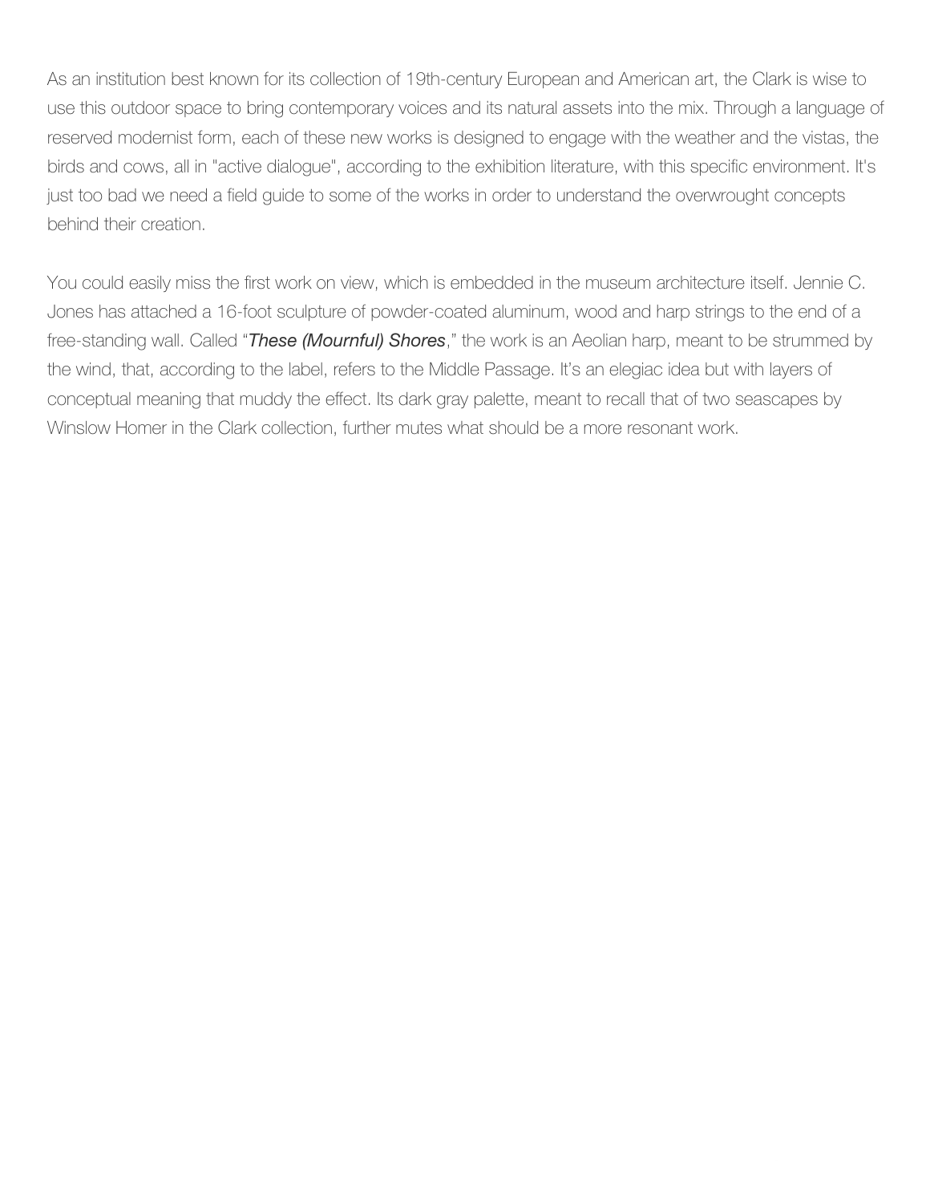As an institution best known for its collection of 19th-century European and American art, the Clark is wise to use this outdoor space to bring contemporary voices and its natural assets into the mix. Through a language of reserved modernist form, each of these new works is designed to engage with the weather and the vistas, the birds and cows, all in "active dialogue", according to the exhibition literature, with this specific environment. It's just too bad we need a field guide to some of the works in order to understand the overwrought concepts behind their creation.

You could easily miss the first work on view, which is embedded in the museum architecture itself. Jennie C. Jones has attached a 16-foot sculpture of powder-coated aluminum, wood and harp strings to the end of a free-standing wall. Called "***These (Mournful) Shores***," the work is an Aeolian harp, meant to be strummed by the wind, that, according to the label, refers to the Middle Passage. It's an elegiac idea but with layers of conceptual meaning that muddy the effect. Its dark gray palette, meant to recall that of two seascapes by Winslow Homer in the Clark collection, further mutes what should be a more resonant work.